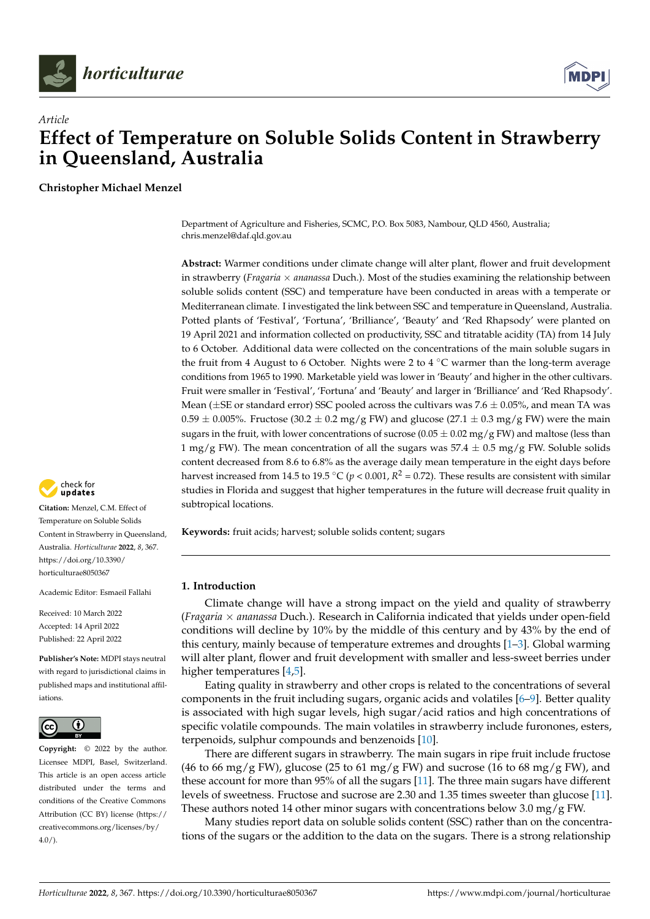Article

# Effect of Temperature on Soluble Solids Content in Strawberry in Queensland, Australia

**Christopher Michael Menzel**

Department of Agriculture and Fisheries, SCMC, P.O. Box 5083, Nambour, QLD 4560, Australia; chris.menzel@daf.qld.gov.au

**Abstract:** Warmer conditions under climate change will alter plant, flower and fruit development in strawberry (*Fragaria* × *ananassa* Duch.). Most of the studies examining the relationship between soluble solids content (SSC) and temperature have been conducted in areas with a temperate or Mediterranean climate. I investigated the link between SSC and temperature in Queensland, Australia. Potted plants of 'Festival', 'Fortuna', 'Brilliance', 'Beauty' and 'Red Rhapsody' were planted on 19 April 2021 and information collected on productivity, SSC and titratable acidity (TA) from 14 July to 6 October. Additional data were collected on the concentrations of the main soluble sugars in the fruit from 4 August to 6 October. Nights were 2 to 4 °C warmer than the long-term average conditions from 1965 to 1990. Marketable yield was lower in 'Beauty' and higher in the other cultivars. Fruit were smaller in 'Festival', 'Fortuna' and 'Beauty' and larger in 'Brilliance' and 'Red Rhapsody'. Mean (±SE or standard error) SSC pooled across the cultivars was 7.6 ± 0.05%, and mean TA was 0.59 ± 0.005%. Fructose (30.2 ± 0.2 mg/g FW) and glucose (27.1 ± 0.3 mg/g FW) were the main sugars in the fruit, with lower concentrations of sucrose (0.05 ± 0.02 mg/g FW) and maltose (less than 1 mg/g FW). The mean concentration of all the sugars was 57.4 ± 0.5 mg/g FW. Soluble solids content decreased from 8.6 to 6.8% as the average daily mean temperature in the eight days before harvest increased from 14.5 to 19.5 °C ($p < 0.001$, $R^2 = 0.72$). These results are consistent with similar studies in Florida and suggest that higher temperatures in the future will decrease fruit quality in subtropical locations.

**Keywords:** fruit acids; harvest; soluble solids content; sugars

**Citation:** Menzel, C.M. Effect of Temperature on Soluble Solids Content in Strawberry in Queensland, Australia. *Horticulturae* **2022**, *8*, 367. https://doi.org/10.3390/horticulturae8050367

Academic Editor: Esmaeil Fallahi

Received: 10 March 2022
Accepted: 14 April 2022
Published: 22 April 2022

**Publisher's Note:** MDPI stays neutral with regard to jurisdictional claims in published maps and institutional affiliations.

**Copyright:** © 2022 by the author. Licensee MDPI, Basel, Switzerland. This article is an open access article distributed under the terms and conditions of the Creative Commons Attribution (CC BY) license (https://creativecommons.org/licenses/by/4.0/).

## 1. Introduction

Climate change will have a strong impact on the yield and quality of strawberry (*Fragaria* × *ananassa* Duch.). Research in California indicated that yields under open-field conditions will decline by 10% by the middle of this century and by 43% by the end of this century, mainly because of temperature extremes and droughts [1–3]. Global warming will alter plant, flower and fruit development with smaller and less-sweet berries under higher temperatures [4,5].

Eating quality in strawberry and other crops is related to the concentrations of several components in the fruit including sugars, organic acids and volatiles [6–9]. Better quality is associated with high sugar levels, high sugar/acid ratios and high concentrations of specific volatile compounds. The main volatiles in strawberry include furonones, esters, terpenoids, sulphur compounds and benzenoids [10].

There are different sugars in strawberry. The main sugars in ripe fruit include fructose (46 to 66 mg/g FW), glucose (25 to 61 mg/g FW) and sucrose (16 to 68 mg/g FW), and these account for more than 95% of all the sugars [11]. The three main sugars have different levels of sweetness. Fructose and sucrose are 2.30 and 1.35 times sweeter than glucose [11]. These authors noted 14 other minor sugars with concentrations below 3.0 mg/g FW.

Many studies report data on soluble solids content (SSC) rather than on the concentrations of the sugars or the addition to the data on the sugars. There is a strong relationship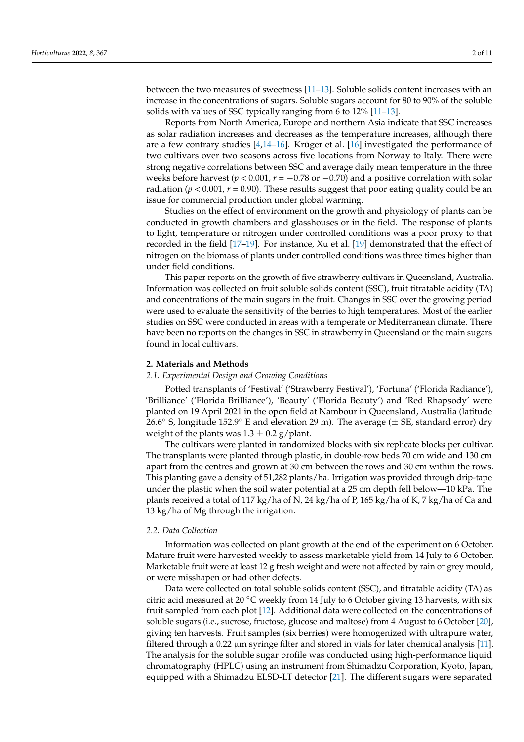between the two measures of sweetness [11–13]. Soluble solids content increases with an increase in the concentrations of sugars. Soluble sugars account for 80 to 90% of the soluble solids with values of SSC typically ranging from 6 to 12% [11–13].

Reports from North America, Europe and northern Asia indicate that SSC increases as solar radiation increases and decreases as the temperature increases, although there are a few contrary studies [4,14–16]. Krüger et al. [16] investigated the performance of two cultivars over two seasons across five locations from Norway to Italy. There were strong negative correlations between SSC and average daily mean temperature in the three weeks before harvest ($p < 0.001$, $r = -0.78$ or $-0.70$) and a positive correlation with solar radiation ($p < 0.001$, $r = 0.90$). These results suggest that poor eating quality could be an issue for commercial production under global warming.

Studies on the effect of environment on the growth and physiology of plants can be conducted in growth chambers and glasshouses or in the field. The response of plants to light, temperature or nitrogen under controlled conditions was a poor proxy to that recorded in the field [17–19]. For instance, Xu et al. [19] demonstrated that the effect of nitrogen on the biomass of plants under controlled conditions was three times higher than under field conditions.

This paper reports on the growth of five strawberry cultivars in Queensland, Australia. Information was collected on fruit soluble solids content (SSC), fruit titratable acidity (TA) and concentrations of the main sugars in the fruit. Changes in SSC over the growing period were used to evaluate the sensitivity of the berries to high temperatures. Most of the earlier studies on SSC were conducted in areas with a temperate or Mediterranean climate. There have been no reports on the changes in SSC in strawberry in Queensland or the main sugars found in local cultivars.

## 2. Materials and Methods

### 2.1. Experimental Design and Growing Conditions

Potted transplants of 'Festival' ('Strawberry Festival'), 'Fortuna' ('Florida Radiance'), 'Brilliance' ('Florida Brilliance'), 'Beauty' ('Florida Beauty') and 'Red Rhapsody' were planted on 19 April 2021 in the open field at Nambour in Queensland, Australia (latitude 26.6° S, longitude 152.9° E and elevation 29 m). The average (± SE, standard error) dry weight of the plants was $1.3 \pm 0.2$ g/plant.

The cultivars were planted in randomized blocks with six replicate blocks per cultivar. The transplants were planted through plastic, in double-row beds 70 cm wide and 130 cm apart from the centres and grown at 30 cm between the rows and 30 cm within the rows. This planting gave a density of 51,282 plants/ha. Irrigation was provided through drip-tape under the plastic when the soil water potential at a 25 cm depth fell below—10 kPa. The plants received a total of 117 kg/ha of N, 24 kg/ha of P, 165 kg/ha of K, 7 kg/ha of Ca and 13 kg/ha of Mg through the irrigation.

### 2.2. Data Collection

Information was collected on plant growth at the end of the experiment on 6 October. Mature fruit were harvested weekly to assess marketable yield from 14 July to 6 October. Marketable fruit were at least 12 g fresh weight and were not affected by rain or grey mould, or were misshapen or had other defects.

Data were collected on total soluble solids content (SSC), and titratable acidity (TA) as citric acid measured at 20 °C weekly from 14 July to 6 October giving 13 harvests, with six fruit sampled from each plot [12]. Additional data were collected on the concentrations of soluble sugars (i.e., sucrose, fructose, glucose and maltose) from 4 August to 6 October [20], giving ten harvests. Fruit samples (six berries) were homogenized with ultrapure water, filtered through a 0.22 µm syringe filter and stored in vials for later chemical analysis [11]. The analysis for the soluble sugar profile was conducted using high-performance liquid chromatography (HPLC) using an instrument from Shimadzu Corporation, Kyoto, Japan, equipped with a Shimadzu ELSD-LT detector [21]. The different sugars were separated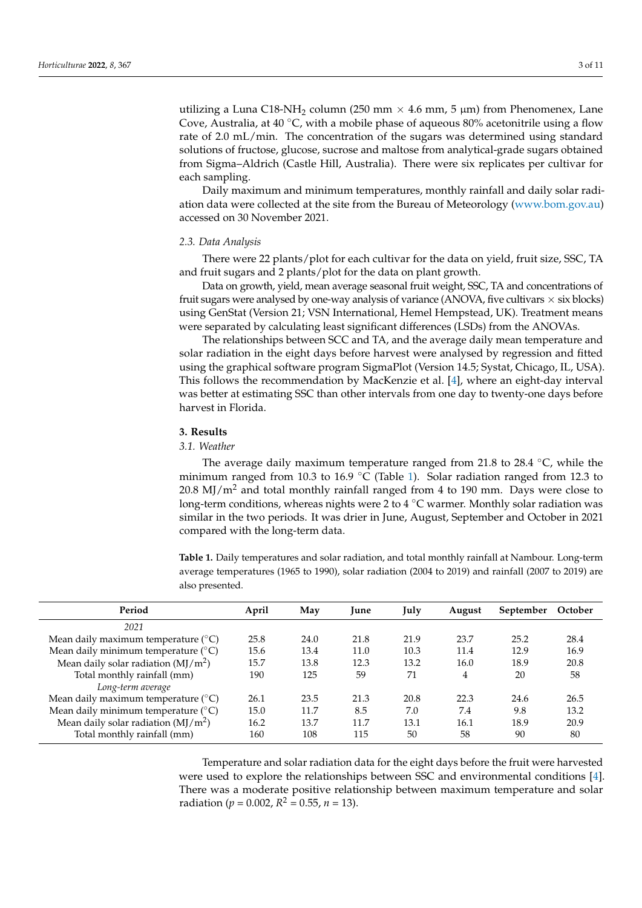utilizing a Luna C18-$NH_2$ column (250 mm × 4.6 mm, 5 µm) from Phenomenex, Lane Cove, Australia, at 40 °C, with a mobile phase of aqueous 80% acetonitrile using a flow rate of 2.0 mL/min. The concentration of the sugars was determined using standard solutions of fructose, glucose, sucrose and maltose from analytical-grade sugars obtained from Sigma–Aldrich (Castle Hill, Australia). There were six replicates per cultivar for each sampling.

Daily maximum and minimum temperatures, monthly rainfall and daily solar radiation data were collected at the site from the Bureau of Meteorology (www.bom.gov.au) accessed on 30 November 2021.

### 2.3. Data Analysis

There were 22 plants/plot for each cultivar for the data on yield, fruit size, SSC, TA and fruit sugars and 2 plants/plot for the data on plant growth.

Data on growth, yield, mean average seasonal fruit weight, SSC, TA and concentrations of fruit sugars were analysed by one-way analysis of variance (ANOVA, five cultivars × six blocks) using GenStat (Version 21; VSN International, Hemel Hempstead, UK). Treatment means were separated by calculating least significant differences (LSDs) from the ANOVAs.

The relationships between SCC and TA, and the average daily mean temperature and solar radiation in the eight days before harvest were analysed by regression and fitted using the graphical software program SigmaPlot (Version 14.5; Systat, Chicago, IL, USA). This follows the recommendation by MacKenzie et al. [4], where an eight-day interval was better at estimating SSC than other intervals from one day to twenty-one days before harvest in Florida.

## 3. Results

### 3.1. Weather

The average daily maximum temperature ranged from 21.8 to 28.4 °C, while the minimum ranged from 10.3 to 16.9 °C (Table 1). Solar radiation ranged from 12.3 to 20.8 MJ/$m^2$ and total monthly rainfall ranged from 4 to 190 mm. Days were close to long-term conditions, whereas nights were 2 to 4 °C warmer. Monthly solar radiation was similar in the two periods. It was drier in June, August, September and October in 2021 compared with the long-term data.

**Table 1.** Daily temperatures and solar radiation, and total monthly rainfall at Nambour. Long-term average temperatures (1965 to 1990), solar radiation (2004 to 2019) and rainfall (2007 to 2019) are also presented.

| Period | April | May | June | July | August | September | October |
|---|---|---|---|---|---|---|---|
| *2021* | | | | | | | |
| Mean daily maximum temperature (°C) | 25.8 | 24.0 | 21.8 | 21.9 | 23.7 | 25.2 | 28.4 |
| Mean daily minimum temperature (°C) | 15.6 | 13.4 | 11.0 | 10.3 | 11.4 | 12.9 | 16.9 |
| Mean daily solar radiation (MJ/$m^2$) | 15.7 | 13.8 | 12.3 | 13.2 | 16.0 | 18.9 | 20.8 |
| Total monthly rainfall (mm) | 190 | 125 | 59 | 71 | 4 | 20 | 58 |
| *Long-term average* | | | | | | | |
| Mean daily maximum temperature (°C) | 26.1 | 23.5 | 21.3 | 20.8 | 22.3 | 24.6 | 26.5 |
| Mean daily minimum temperature (°C) | 15.0 | 11.7 | 8.5 | 7.0 | 7.4 | 9.8 | 13.2 |
| Mean daily solar radiation (MJ/$m^2$) | 16.2 | 13.7 | 11.7 | 13.1 | 16.1 | 18.9 | 20.9 |
| Total monthly rainfall (mm) | 160 | 108 | 115 | 50 | 58 | 90 | 80 |

Temperature and solar radiation data for the eight days before the fruit were harvested were used to explore the relationships between SSC and environmental conditions [4]. There was a moderate positive relationship between maximum temperature and solar radiation ($p$ = 0.002, $R^2$ = 0.55, $n$ = 13).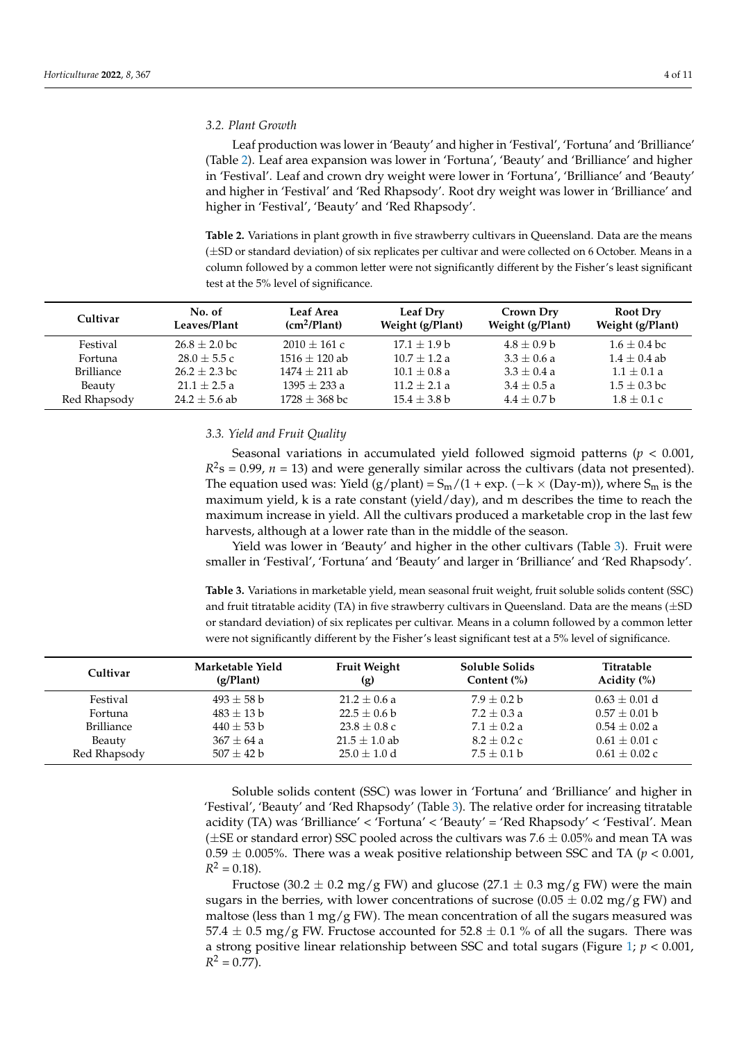### 3.2. Plant Growth

Leaf production was lower in 'Beauty' and higher in 'Festival', 'Fortuna' and 'Brilliance' (Table 2). Leaf area expansion was lower in 'Fortuna', 'Beauty' and 'Brilliance' and higher in 'Festival'. Leaf and crown dry weight were lower in 'Fortuna', 'Brilliance' and 'Beauty' and higher in 'Festival' and 'Red Rhapsody'. Root dry weight was lower in 'Brilliance' and higher in 'Festival', 'Beauty' and 'Red Rhapsody'.

**Table 2.** Variations in plant growth in five strawberry cultivars in Queensland. Data are the means (±SD or standard deviation) of six replicates per cultivar and were collected on 6 October. Means in a column followed by a common letter were not significantly different by the Fisher's least significant test at the 5% level of significance.

| Cultivar | No. of Leaves/Plant | Leaf Area ($cm^2$/Plant) | Leaf Dry Weight (g/Plant) | Crown Dry Weight (g/Plant) | Root Dry Weight (g/Plant) |
|---|---|---|---|---|---|
| Festival | 26.8 ± 2.0 bc | 2010 ± 161 c | 17.1 ± 1.9 b | 4.8 ± 0.9 b | 1.6 ± 0.4 bc |
| Fortuna | 28.0 ± 5.5 c | 1516 ± 120 ab | 10.7 ± 1.2 a | 3.3 ± 0.6 a | 1.4 ± 0.4 ab |
| Brilliance | 26.2 ± 2.3 bc | 1474 ± 211 ab | 10.1 ± 0.8 a | 3.3 ± 0.4 a | 1.1 ± 0.1 a |
| Beauty | 21.1 ± 2.5 a | 1395 ± 233 a | 11.2 ± 2.1 a | 3.4 ± 0.5 a | 1.5 ± 0.3 bc |
| Red Rhapsody | 24.2 ± 5.6 ab | 1728 ± 368 bc | 15.4 ± 3.8 b | 4.4 ± 0.7 b | 1.8 ± 0.1 c |

### 3.3. Yield and Fruit Quality

Seasonal variations in accumulated yield followed sigmoid patterns ($p < 0.001$, $R^2$s = 0.99, $n = 13$) and were generally similar across the cultivars (data not presented). The equation used was: Yield (g/plant) = $S_m/(1 + \exp.(-k \times (\text{Day-m}))$, where $S_m$ is the maximum yield, k is a rate constant (yield/day), and m describes the time to reach the maximum increase in yield. All the cultivars produced a marketable crop in the last few harvests, although at a lower rate than in the middle of the season.

Yield was lower in 'Beauty' and higher in the other cultivars (Table 3). Fruit were smaller in 'Festival', 'Fortuna' and 'Beauty' and larger in 'Brilliance' and 'Red Rhapsody'.

**Table 3.** Variations in marketable yield, mean seasonal fruit weight, fruit soluble solids content (SSC) and fruit titratable acidity (TA) in five strawberry cultivars in Queensland. Data are the means (±SD or standard deviation) of six replicates per cultivar. Means in a column followed by a common letter were not significantly different by the Fisher's least significant test at a 5% level of significance.

| Cultivar | Marketable Yield (g/Plant) | Fruit Weight (g) | Soluble Solids Content (%) | Titratable Acidity (%) |
|---|---|---|---|---|
| Festival | 493 ± 58 b | 21.2 ± 0.6 a | 7.9 ± 0.2 b | 0.63 ± 0.01 d |
| Fortuna | 483 ± 13 b | 22.5 ± 0.6 b | 7.2 ± 0.3 a | 0.57 ± 0.01 b |
| Brilliance | 440 ± 53 b | 23.8 ± 0.8 c | 7.1 ± 0.2 a | 0.54 ± 0.02 a |
| Beauty | 367 ± 64 a | 21.5 ± 1.0 ab | 8.2 ± 0.2 c | 0.61 ± 0.01 c |
| Red Rhapsody | 507 ± 42 b | 25.0 ± 1.0 d | 7.5 ± 0.1 b | 0.61 ± 0.02 c |

Soluble solids content (SSC) was lower in 'Fortuna' and 'Brilliance' and higher in 'Festival', 'Beauty' and 'Red Rhapsody' (Table 3). The relative order for increasing titratable acidity (TA) was 'Brilliance' < 'Fortuna' < 'Beauty' = 'Red Rhapsody' < 'Festival'. Mean (±SE or standard error) SSC pooled across the cultivars was 7.6 ± 0.05% and mean TA was 0.59 ± 0.005%. There was a weak positive relationship between SSC and TA ($p < 0.001$, $R^2 = 0.18$).

Fructose (30.2 ± 0.2 mg/g FW) and glucose (27.1 ± 0.3 mg/g FW) were the main sugars in the berries, with lower concentrations of sucrose (0.05 ± 0.02 mg/g FW) and maltose (less than 1 mg/g FW). The mean concentration of all the sugars measured was 57.4 ± 0.5 mg/g FW. Fructose accounted for 52.8 ± 0.1 % of all the sugars. There was a strong positive linear relationship between SSC and total sugars (Figure 1; $p < 0.001$, $R^2 = 0.77$).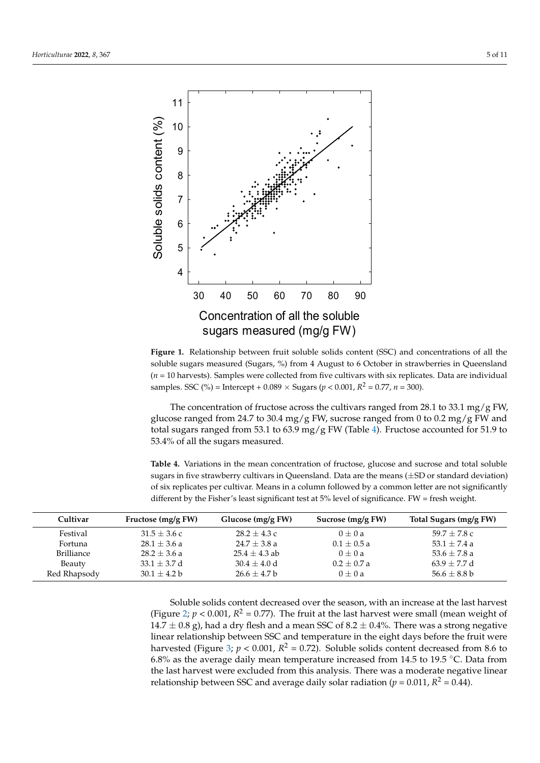**Figure 1.** Relationship between fruit soluble solids content (SSC) and concentrations of all the soluble sugars measured (Sugars, %) from 4 August to 6 October in strawberries in Queensland ($n$ = 10 harvests). Samples were collected from five cultivars with six replicates. Data are individual samples. SSC (%) = Intercept + 0.089 × Sugars ($p < 0.001$, $R^2 = 0.77$, $n = 300$).

The concentration of fructose across the cultivars ranged from 28.1 to 33.1 mg/g FW, glucose ranged from 24.7 to 30.4 mg/g FW, sucrose ranged from 0 to 0.2 mg/g FW and total sugars ranged from 53.1 to 63.9 mg/g FW (Table 4). Fructose accounted for 51.9 to 53.4% of all the sugars measured.

**Table 4.** Variations in the mean concentration of fructose, glucose and sucrose and total soluble sugars in five strawberry cultivars in Queensland. Data are the means (±SD or standard deviation) of six replicates per cultivar. Means in a column followed by a common letter are not significantly different by the Fisher's least significant test at 5% level of significance. FW = fresh weight.

| Cultivar | Fructose (mg/g FW) | Glucose (mg/g FW) | Sucrose (mg/g FW) | Total Sugars (mg/g FW) |
|---|---|---|---|---|
| Festival | 31.5 ± 3.6 c | 28.2 ± 4.3 c | 0 ± 0 a | 59.7 ± 7.8 c |
| Fortuna | 28.1 ± 3.6 a | 24.7 ± 3.8 a | 0.1 ± 0.5 a | 53.1 ± 7.4 a |
| Brilliance | 28.2 ± 3.6 a | 25.4 ± 4.3 ab | 0 ± 0 a | 53.6 ± 7.8 a |
| Beauty | 33.1 ± 3.7 d | 30.4 ± 4.0 d | 0.2 ± 0.7 a | 63.9 ± 7.7 d |
| Red Rhapsody | 30.1 ± 4.2 b | 26.6 ± 4.7 b | 0 ± 0 a | 56.6 ± 8.8 b |

Soluble solids content decreased over the season, with an increase at the last harvest (Figure 2; $p < 0.001$, $R^2 = 0.77$). The fruit at the last harvest were small (mean weight of 14.7 ± 0.8 g), had a dry flesh and a mean SSC of 8.2 ± 0.4%. There was a strong negative linear relationship between SSC and temperature in the eight days before the fruit were harvested (Figure 3; $p < 0.001$, $R^2 = 0.72$). Soluble solids content decreased from 8.6 to 6.8% as the average daily mean temperature increased from 14.5 to 19.5 °C. Data from the last harvest were excluded from this analysis. There was a moderate negative linear relationship between SSC and average daily solar radiation ($p = 0.011$, $R^2 = 0.44$).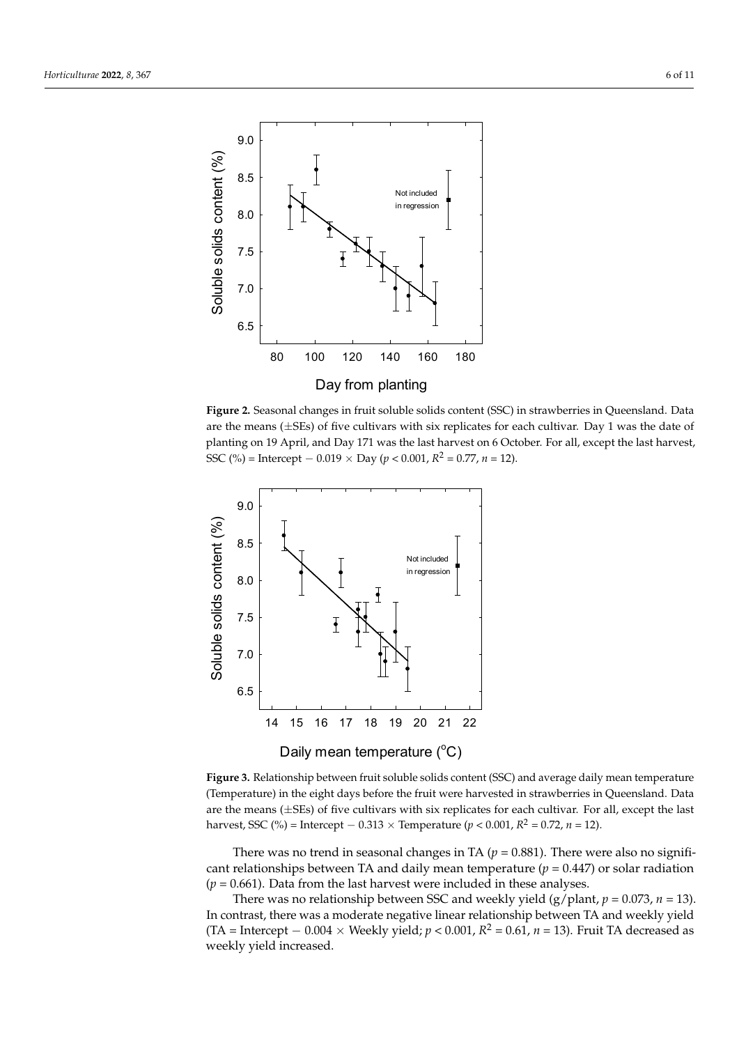**Figure 2.** Seasonal changes in fruit soluble solids content (SSC) in strawberries in Queensland. Data are the means (±SEs) of five cultivars with six replicates for each cultivar. Day 1 was the date of planting on 19 April, and Day 171 was the last harvest on 6 October. For all, except the last harvest, SSC (%) = Intercept − 0.019 × Day ($p < 0.001$, $R^2 = 0.77$, $n = 12$).

**Figure 3.** Relationship between fruit soluble solids content (SSC) and average daily mean temperature (Temperature) in the eight days before the fruit were harvested in strawberries in Queensland. Data are the means (±SEs) of five cultivars with six replicates for each cultivar. For all, except the last harvest, SSC (%) = Intercept − 0.313 × Temperature ($p < 0.001$, $R^2 = 0.72$, $n = 12$).

There was no trend in seasonal changes in TA ($p = 0.881$). There were also no significant relationships between TA and daily mean temperature ($p = 0.447$) or solar radiation ($p = 0.661$). Data from the last harvest were included in these analyses.

There was no relationship between SSC and weekly yield (g/plant, $p = 0.073$, $n = 13$). In contrast, there was a moderate negative linear relationship between TA and weekly yield (TA = Intercept − 0.004 × Weekly yield; $p < 0.001$, $R^2 = 0.61$, $n = 13$). Fruit TA decreased as weekly yield increased.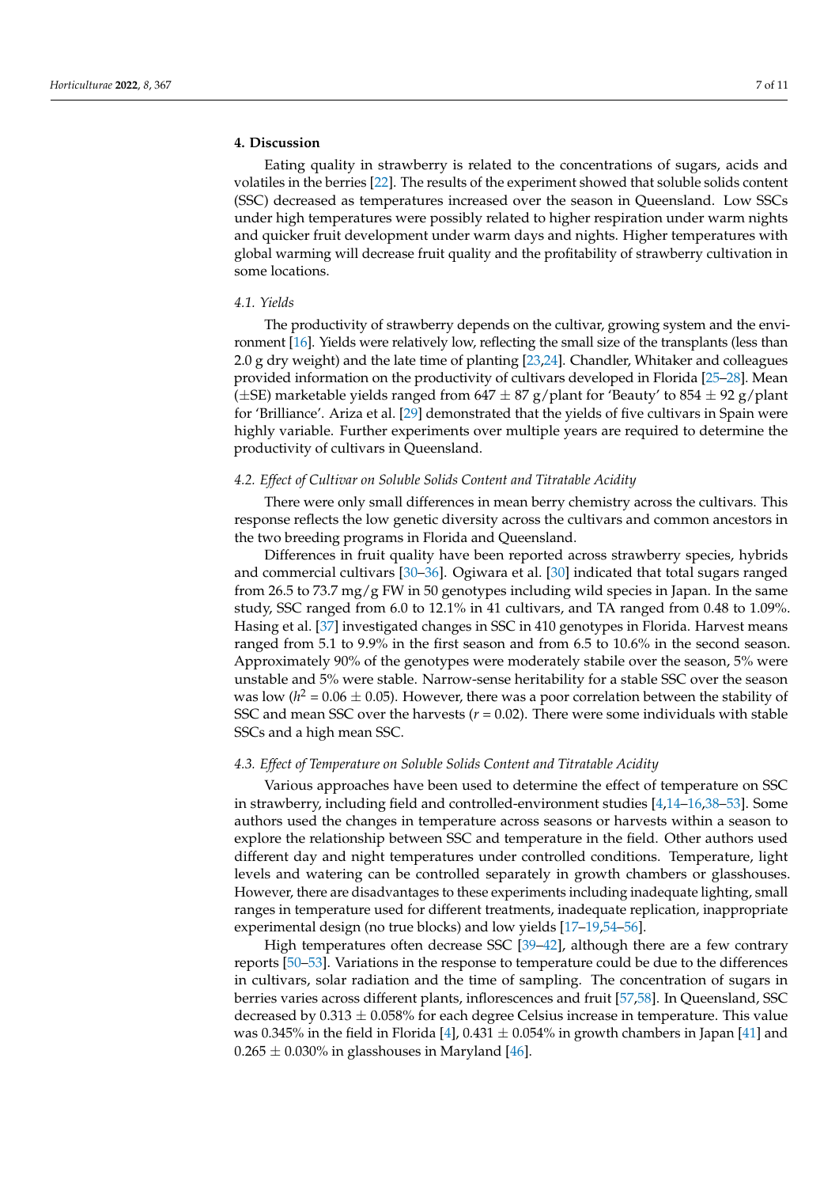## 4. Discussion

Eating quality in strawberry is related to the concentrations of sugars, acids and volatiles in the berries [22]. The results of the experiment showed that soluble solids content (SSC) decreased as temperatures increased over the season in Queensland. Low SSCs under high temperatures were possibly related to higher respiration under warm nights and quicker fruit development under warm days and nights. Higher temperatures with global warming will decrease fruit quality and the profitability of strawberry cultivation in some locations.

### *4.1. Yields*

The productivity of strawberry depends on the cultivar, growing system and the environment [16]. Yields were relatively low, reflecting the small size of the transplants (less than 2.0 g dry weight) and the late time of planting [23,24]. Chandler, Whitaker and colleagues provided information on the productivity of cultivars developed in Florida [25–28]. Mean ($\pm$SE) marketable yields ranged from 647 $\pm$ 87 g/plant for 'Beauty' to 854 $\pm$ 92 g/plant for 'Brilliance'. Ariza et al. [29] demonstrated that the yields of five cultivars in Spain were highly variable. Further experiments over multiple years are required to determine the productivity of cultivars in Queensland.

### *4.2. Effect of Cultivar on Soluble Solids Content and Titratable Acidity*

There were only small differences in mean berry chemistry across the cultivars. This response reflects the low genetic diversity across the cultivars and common ancestors in the two breeding programs in Florida and Queensland.

Differences in fruit quality have been reported across strawberry species, hybrids and commercial cultivars [30–36]. Ogiwara et al. [30] indicated that total sugars ranged from 26.5 to 73.7 mg/g FW in 50 genotypes including wild species in Japan. In the same study, SSC ranged from 6.0 to 12.1% in 41 cultivars, and TA ranged from 0.48 to 1.09%. Hasing et al. [37] investigated changes in SSC in 410 genotypes in Florida. Harvest means ranged from 5.1 to 9.9% in the first season and from 6.5 to 10.6% in the second season. Approximately 90% of the genotypes were moderately stabile over the season, 5% were unstable and 5% were stable. Narrow-sense heritability for a stable SSC over the season was low ($h^2$ = 0.06 $\pm$ 0.05). However, there was a poor correlation between the stability of SSC and mean SSC over the harvests ($r$ = 0.02). There were some individuals with stable SSCs and a high mean SSC.

### *4.3. Effect of Temperature on Soluble Solids Content and Titratable Acidity*

Various approaches have been used to determine the effect of temperature on SSC in strawberry, including field and controlled-environment studies [4,14–16,38–53]. Some authors used the changes in temperature across seasons or harvests within a season to explore the relationship between SSC and temperature in the field. Other authors used different day and night temperatures under controlled conditions. Temperature, light levels and watering can be controlled separately in growth chambers or glasshouses. However, there are disadvantages to these experiments including inadequate lighting, small ranges in temperature used for different treatments, inadequate replication, inappropriate experimental design (no true blocks) and low yields [17–19,54–56].

High temperatures often decrease SSC [39–42], although there are a few contrary reports [50–53]. Variations in the response to temperature could be due to the differences in cultivars, solar radiation and the time of sampling. The concentration of sugars in berries varies across different plants, inflorescences and fruit [57,58]. In Queensland, SSC decreased by 0.313 $\pm$ 0.058% for each degree Celsius increase in temperature. This value was 0.345% in the field in Florida [4], 0.431 $\pm$ 0.054% in growth chambers in Japan [41] and 0.265 $\pm$ 0.030% in glasshouses in Maryland [46].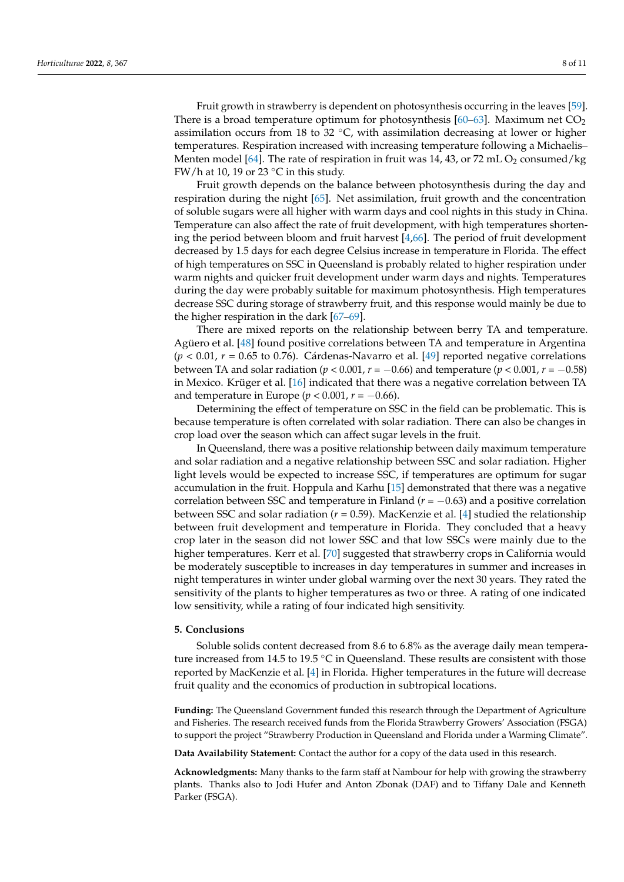Fruit growth in strawberry is dependent on photosynthesis occurring in the leaves [59]. There is a broad temperature optimum for photosynthesis [60–63]. Maximum net $CO_2$ assimilation occurs from 18 to 32 °C, with assimilation decreasing at lower or higher temperatures. Respiration increased with increasing temperature following a Michaelis–Menten model [64]. The rate of respiration in fruit was 14, 43, or 72 mL $O_2$ consumed/kg FW/h at 10, 19 or 23 °C in this study.

Fruit growth depends on the balance between photosynthesis during the day and respiration during the night [65]. Net assimilation, fruit growth and the concentration of soluble sugars were all higher with warm days and cool nights in this study in China. Temperature can also affect the rate of fruit development, with high temperatures shortening the period between bloom and fruit harvest [4,66]. The period of fruit development decreased by 1.5 days for each degree Celsius increase in temperature in Florida. The effect of high temperatures on SSC in Queensland is probably related to higher respiration under warm nights and quicker fruit development under warm days and nights. Temperatures during the day were probably suitable for maximum photosynthesis. High temperatures decrease SSC during storage of strawberry fruit, and this response would mainly be due to the higher respiration in the dark [67–69].

There are mixed reports on the relationship between berry TA and temperature. Agüero et al. [48] found positive correlations between TA and temperature in Argentina ($p < 0.01$, $r = 0.65$ to 0.76). Cárdenas-Navarro et al. [49] reported negative correlations between TA and solar radiation ($p < 0.001$, $r = -0.66$) and temperature ($p < 0.001$, $r = -0.58$) in Mexico. Krüger et al. [16] indicated that there was a negative correlation between TA and temperature in Europe ($p < 0.001$, $r = -0.66$).

Determining the effect of temperature on SSC in the field can be problematic. This is because temperature is often correlated with solar radiation. There can also be changes in crop load over the season which can affect sugar levels in the fruit.

In Queensland, there was a positive relationship between daily maximum temperature and solar radiation and a negative relationship between SSC and solar radiation. Higher light levels would be expected to increase SSC, if temperatures are optimum for sugar accumulation in the fruit. Hoppula and Karhu [15] demonstrated that there was a negative correlation between SSC and temperature in Finland ($r = -0.63$) and a positive correlation between SSC and solar radiation ($r = 0.59$). MacKenzie et al. [4] studied the relationship between fruit development and temperature in Florida. They concluded that a heavy crop later in the season did not lower SSC and that low SSCs were mainly due to the higher temperatures. Kerr et al. [70] suggested that strawberry crops in California would be moderately susceptible to increases in day temperatures in summer and increases in night temperatures in winter under global warming over the next 30 years. They rated the sensitivity of the plants to higher temperatures as two or three. A rating of one indicated low sensitivity, while a rating of four indicated high sensitivity.

## 5. Conclusions

Soluble solids content decreased from 8.6 to 6.8% as the average daily mean temperature increased from 14.5 to 19.5 °C in Queensland. These results are consistent with those reported by MacKenzie et al. [4] in Florida. Higher temperatures in the future will decrease fruit quality and the economics of production in subtropical locations.

**Funding:** The Queensland Government funded this research through the Department of Agriculture and Fisheries. The research received funds from the Florida Strawberry Growers' Association (FSGA) to support the project "Strawberry Production in Queensland and Florida under a Warming Climate".

**Data Availability Statement:** Contact the author for a copy of the data used in this research.

**Acknowledgments:** Many thanks to the farm staff at Nambour for help with growing the strawberry plants. Thanks also to Jodi Hufer and Anton Zbonak (DAF) and to Tiffany Dale and Kenneth Parker (FSGA).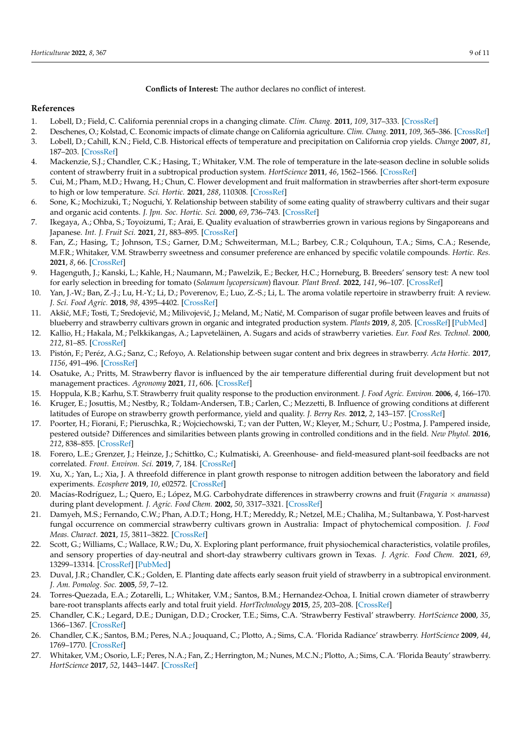**Conflicts of Interest:** The author declares no conflict of interest.

## References

1. Lobell, D.; Field, C. California perennial crops in a changing climate. *Clim. Chang.* **2011**, *109*, 317–333. [CrossRef]
2. Deschenes, O.; Kolstad, C. Economic impacts of climate change on California agriculture. *Clim. Chang.* **2011**, *109*, 365–386. [CrossRef]
3. Lobell, D.; Cahill, K.N.; Field, C.B. Historical effects of temperature and precipitation on California crop yields. *Change* **2007**, *81*, 187–203. [CrossRef]
4. Mackenzie, S.J.; Chandler, C.K.; Hasing, T.; Whitaker, V.M. The role of temperature in the late-season decline in soluble solids content of strawberry fruit in a subtropical production system. *HortScience* **2011**, *46*, 1562–1566. [CrossRef]
5. Cui, M.; Pham, M.D.; Hwang, H.; Chun, C. Flower development and fruit malformation in strawberries after short-term exposure to high or low temperature. *Sci. Hortic.* **2021**, *288*, 110308. [CrossRef]
6. Sone, K.; Mochizuki, T.; Noguchi, Y. Relationship between stability of some eating quality of strawberry cultivars and their sugar and organic acid contents. *J. Jpn. Soc. Hortic. Sci.* **2000**, *69*, 736–743. [CrossRef]
7. Ikegaya, A.; Ohba, S.; Toyoizumi, T.; Arai, E. Quality evaluation of strawberries grown in various regions by Singaporeans and Japanese. *Int. J. Fruit Sci.* **2021**, *21*, 883–895. [CrossRef]
8. Fan, Z.; Hasing, T.; Johnson, T.S.; Garner, D.M.; Schweiterman, M.L.; Barbey, C.R.; Colquhoun, T.A.; Sims, C.A.; Resende, M.F.R.; Whitaker, V.M. Strawberry sweetness and consumer preference are enhanced by specific volatile compounds. *Hortic. Res.* **2021**, *8*, 66. [CrossRef]
9. Hagenguth, J.; Kanski, L.; Kahle, H.; Naumann, M.; Pawelzik, E.; Becker, H.C.; Horneburg, B. Breeders' sensory test: A new tool for early selection in breeding for tomato (*Solanum lycopersicum*) flavour. *Plant Breed.* **2022**, *141*, 96–107. [CrossRef]
10. Yan, J.-W.; Ban, Z.-J.; Lu, H.-Y.; Li, D.; Poverenov, E.; Luo, Z.-S.; Li, L. The aroma volatile repertoire in strawberry fruit: A review. *J. Sci. Food Agric.* **2018**, *98*, 4395–4402. [CrossRef]
11. Akšić, M.F.; Tosti, T.; Sredojević, M.; Milivojević, J.; Meland, M.; Natić, M. Comparison of sugar profile between leaves and fruits of blueberry and strawberry cultivars grown in organic and integrated production system. *Plants* **2019**, *8*, 205. [CrossRef] [PubMed]
12. Kallio, H.; Hakala, M.; Pelkkikangas, A.; Lapveteläinen, A. Sugars and acids of strawberry varieties. *Eur. Food Res. Technol.* **2000**, *212*, 81–85. [CrossRef]
13. Pistón, F.; Peréz, A.G.; Sanz, C.; Refoyo, A. Relationship between sugar content and brix degrees in strawberry. *Acta Hortic.* **2017**, *1156*, 491–496. [CrossRef]
14. Osatuke, A.; Pritts, M. Strawberry flavor is influenced by the air temperature differential during fruit development but not management practices. *Agronomy* **2021**, *11*, 606. [CrossRef]
15. Hoppula, K.B.; Karhu, S.T. Strawberry fruit quality response to the production environment. *J. Food Agric. Environ.* **2006**, *4*, 166–170.
16. Kruger, E.; Josuttis, M.; Nestby, R.; Toldam-Andersen, T.B.; Carlen, C.; Mezzetti, B. Influence of growing conditions at different latitudes of Europe on strawberry growth performance, yield and quality. *J. Berry Res.* **2012**, *2*, 143–157. [CrossRef]
17. Poorter, H.; Fiorani, F.; Pieruschka, R.; Wojciechowski, T.; van der Putten, W.; Kleyer, M.; Schurr, U.; Postma, J. Pampered inside, pestered outside? Differences and similarities between plants growing in controlled conditions and in the field. *New Phytol.* **2016**, *212*, 838–855. [CrossRef]
18. Forero, L.E.; Grenzer, J.; Heinze, J.; Schittko, C.; Kulmatiski, A. Greenhouse- and field-measured plant-soil feedbacks are not correlated. *Front. Environ. Sci.* **2019**, *7*, 184. [CrossRef]
19. Xu, X.; Yan, L.; Xia, J. A threefold difference in plant growth response to nitrogen addition between the laboratory and field experiments. *Ecosphere* **2019**, *10*, e02572. [CrossRef]
20. Macías-Rodríguez, L.; Quero, E.; López, M.G. Carbohydrate differences in strawberry crowns and fruit (*Fragaria* × *ananassa*) during plant development. *J. Agric. Food Chem.* **2002**, *50*, 3317–3321. [CrossRef]
21. Damyeh, M.S.; Fernando, C.W.; Phan, A.D.T.; Hong, H.T.; Mereddy, R.; Netzel, M.E.; Chaliha, M.; Sultanbawa, Y. Post-harvest fungal occurrence on commercial strawberry cultivars grown in Australia: Impact of phytochemical composition. *J. Food Meas. Charact.* **2021**, *15*, 3811–3822. [CrossRef]
22. Scott, G.; Williams, C.; Wallace, R.W.; Du, X. Exploring plant performance, fruit physiochemical characteristics, volatile profiles, and sensory properties of day-neutral and short-day strawberry cultivars grown in Texas. *J. Agric. Food Chem.* **2021**, *69*, 13299–13314. [CrossRef] [PubMed]
23. Duval, J.R.; Chandler, C.K.; Golden, E. Planting date affects early season fruit yield of strawberry in a subtropical environment. *J. Am. Pomolog. Soc.* **2005**, *59*, 7–12.
24. Torres-Quezada, E.A.; Zotarelli, L.; Whitaker, V.M.; Santos, B.M.; Hernandez-Ochoa, I. Initial crown diameter of strawberry bare-root transplants affects early and total fruit yield. *HortTechnology* **2015**, *25*, 203–208. [CrossRef]
25. Chandler, C.K.; Legard, D.E.; Dunigan, D.D.; Crocker, T.E.; Sims, C.A. 'Strawberry Festival' strawberry. *HortScience* **2000**, *35*, 1366–1367. [CrossRef]
26. Chandler, C.K.; Santos, B.M.; Peres, N.A.; Jouquand, C.; Plotto, A.; Sims, C.A. 'Florida Radiance' strawberry. *HortScience* **2009**, *44*, 1769–1770. [CrossRef]
27. Whitaker, V.M.; Osorio, L.F.; Peres, N.A.; Fan, Z.; Herrington, M.; Nunes, M.C.N.; Plotto, A.; Sims, C.A. 'Florida Beauty' strawberry. *HortScience* **2017**, *52*, 1443–1447. [CrossRef]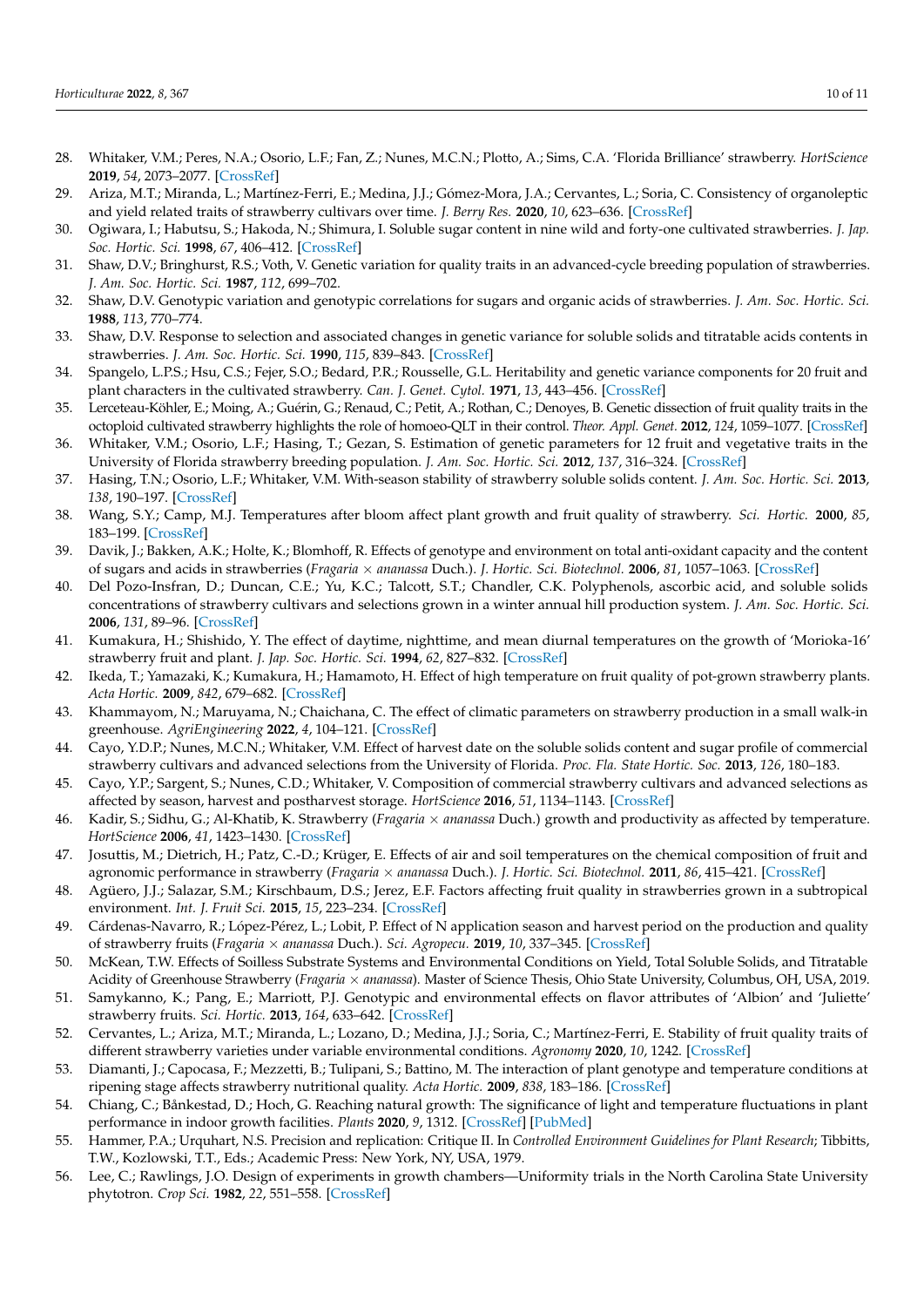28. Whitaker, V.M.; Peres, N.A.; Osorio, L.F.; Fan, Z.; Nunes, M.C.N.; Plotto, A.; Sims, C.A. 'Florida Brilliance' strawberry. *HortScience* **2019**, *54*, 2073–2077. [CrossRef]
29. Ariza, M.T.; Miranda, L.; Martínez-Ferri, E.; Medina, J.J.; Gómez-Mora, J.A.; Cervantes, L.; Soria, C. Consistency of organoleptic and yield related traits of strawberry cultivars over time. *J. Berry Res.* **2020**, *10*, 623–636. [CrossRef]
30. Ogiwara, I.; Habutsu, S.; Hakoda, N.; Shimura, I. Soluble sugar content in nine wild and forty-one cultivated strawberries. *J. Jap. Soc. Hortic. Sci.* **1998**, *67*, 406–412. [CrossRef]
31. Shaw, D.V.; Bringhurst, R.S.; Voth, V. Genetic variation for quality traits in an advanced-cycle breeding population of strawberries. *J. Am. Soc. Hortic. Sci.* **1987**, *112*, 699–702.
32. Shaw, D.V. Genotypic variation and genotypic correlations for sugars and organic acids of strawberries. *J. Am. Soc. Hortic. Sci.* **1988**, *113*, 770–774.
33. Shaw, D.V. Response to selection and associated changes in genetic variance for soluble solids and titratable acids contents in strawberries. *J. Am. Soc. Hortic. Sci.* **1990**, *115*, 839–843. [CrossRef]
34. Spangelo, L.P.S.; Hsu, C.S.; Fejer, S.O.; Bedard, P.R.; Rousselle, G.L. Heritability and genetic variance components for 20 fruit and plant characters in the cultivated strawberry. *Can. J. Genet. Cytol.* **1971**, *13*, 443–456. [CrossRef]
35. Lerceteau-Köhler, E.; Moing, A.; Guérin, G.; Renaud, C.; Petit, A.; Rothan, C.; Denoyes, B. Genetic dissection of fruit quality traits in the octoploid cultivated strawberry highlights the role of homoeo-QLT in their control. *Theor. Appl. Genet.* **2012**, *124*, 1059–1077. [CrossRef]
36. Whitaker, V.M.; Osorio, L.F.; Hasing, T.; Gezan, S. Estimation of genetic parameters for 12 fruit and vegetative traits in the University of Florida strawberry breeding population. *J. Am. Soc. Hortic. Sci.* **2012**, *137*, 316–324. [CrossRef]
37. Hasing, T.N.; Osorio, L.F.; Whitaker, V.M. With-season stability of strawberry soluble solids content. *J. Am. Soc. Hortic. Sci.* **2013**, *138*, 190–197. [CrossRef]
38. Wang, S.Y.; Camp, M.J. Temperatures after bloom affect plant growth and fruit quality of strawberry. *Sci. Hortic.* **2000**, *85*, 183–199. [CrossRef]
39. Davik, J.; Bakken, A.K.; Holte, K.; Blomhoff, R. Effects of genotype and environment on total anti-oxidant capacity and the content of sugars and acids in strawberries (*Fragaria* × *ananassa* Duch.). *J. Hortic. Sci. Biotechnol.* **2006**, *81*, 1057–1063. [CrossRef]
40. Del Pozo-Insfran, D.; Duncan, C.E.; Yu, K.C.; Talcott, S.T.; Chandler, C.K. Polyphenols, ascorbic acid, and soluble solids concentrations of strawberry cultivars and selections grown in a winter annual hill production system. *J. Am. Soc. Hortic. Sci.* **2006**, *131*, 89–96. [CrossRef]
41. Kumakura, H.; Shishido, Y. The effect of daytime, nighttime, and mean diurnal temperatures on the growth of 'Morioka-16' strawberry fruit and plant. *J. Jap. Soc. Hortic. Sci.* **1994**, *62*, 827–832. [CrossRef]
42. Ikeda, T.; Yamazaki, K.; Kumakura, H.; Hamamoto, H. Effect of high temperature on fruit quality of pot-grown strawberry plants. *Acta Hortic.* **2009**, *842*, 679–682. [CrossRef]
43. Khammayom, N.; Maruyama, N.; Chaichana, C. The effect of climatic parameters on strawberry production in a small walk-in greenhouse. *AgriEngineering* **2022**, *4*, 104–121. [CrossRef]
44. Cayo, Y.D.P.; Nunes, M.C.N.; Whitaker, V.M. Effect of harvest date on the soluble solids content and sugar profile of commercial strawberry cultivars and advanced selections from the University of Florida. *Proc. Fla. State Hortic. Soc.* **2013**, *126*, 180–183.
45. Cayo, Y.P.; Sargent, S.; Nunes, C.D.; Whitaker, V. Composition of commercial strawberry cultivars and advanced selections as affected by season, harvest and postharvest storage. *HortScience* **2016**, *51*, 1134–1143. [CrossRef]
46. Kadir, S.; Sidhu, G.; Al-Khatib, K. Strawberry (*Fragaria* × *ananassa* Duch.) growth and productivity as affected by temperature. *HortScience* **2006**, *41*, 1423–1430. [CrossRef]
47. Josuttis, M.; Dietrich, H.; Patz, C.-D.; Krüger, E. Effects of air and soil temperatures on the chemical composition of fruit and agronomic performance in strawberry (*Fragaria* × *ananassa* Duch.). *J. Hortic. Sci. Biotechnol.* **2011**, *86*, 415–421. [CrossRef]
48. Agüero, J.J.; Salazar, S.M.; Kirschbaum, D.S.; Jerez, E.F. Factors affecting fruit quality in strawberries grown in a subtropical environment. *Int. J. Fruit Sci.* **2015**, *15*, 223–234. [CrossRef]
49. Cárdenas-Navarro, R.; López-Pérez, L.; Lobit, P. Effect of N application season and harvest period on the production and quality of strawberry fruits (*Fragaria* × *ananassa* Duch.). *Sci. Agropecu.* **2019**, *10*, 337–345. [CrossRef]
50. McKean, T.W. Effects of Soilless Substrate Systems and Environmental Conditions on Yield, Total Soluble Solids, and Titratable Acidity of Greenhouse Strawberry (*Fragaria* × *ananassa*). Master of Science Thesis, Ohio State University, Columbus, OH, USA, 2019.
51. Samykanno, K.; Pang, E.; Marriott, P.J. Genotypic and environmental effects on flavor attributes of 'Albion' and 'Juliette' strawberry fruits. *Sci. Hortic.* **2013**, *164*, 633–642. [CrossRef]
52. Cervantes, L.; Ariza, M.T.; Miranda, L.; Lozano, D.; Medina, J.J.; Soria, C.; Martínez-Ferri, E. Stability of fruit quality traits of different strawberry varieties under variable environmental conditions. *Agronomy* **2020**, *10*, 1242. [CrossRef]
53. Diamanti, J.; Capocasa, F.; Mezzetti, B.; Tulipani, S.; Battino, M. The interaction of plant genotype and temperature conditions at ripening stage affects strawberry nutritional quality. *Acta Hortic.* **2009**, *838*, 183–186. [CrossRef]
54. Chiang, C.; Bånkestad, D.; Hoch, G. Reaching natural growth: The significance of light and temperature fluctuations in plant performance in indoor growth facilities. *Plants* **2020**, *9*, 1312. [CrossRef] [PubMed]
55. Hammer, P.A.; Urquhart, N.S. Precision and replication: Critique II. In *Controlled Environment Guidelines for Plant Research*; Tibbitts, T.W., Kozlowski, T.T., Eds.; Academic Press: New York, NY, USA, 1979.
56. Lee, C.; Rawlings, J.O. Design of experiments in growth chambers—Uniformity trials in the North Carolina State University phytotron. *Crop Sci.* **1982**, *22*, 551–558. [CrossRef]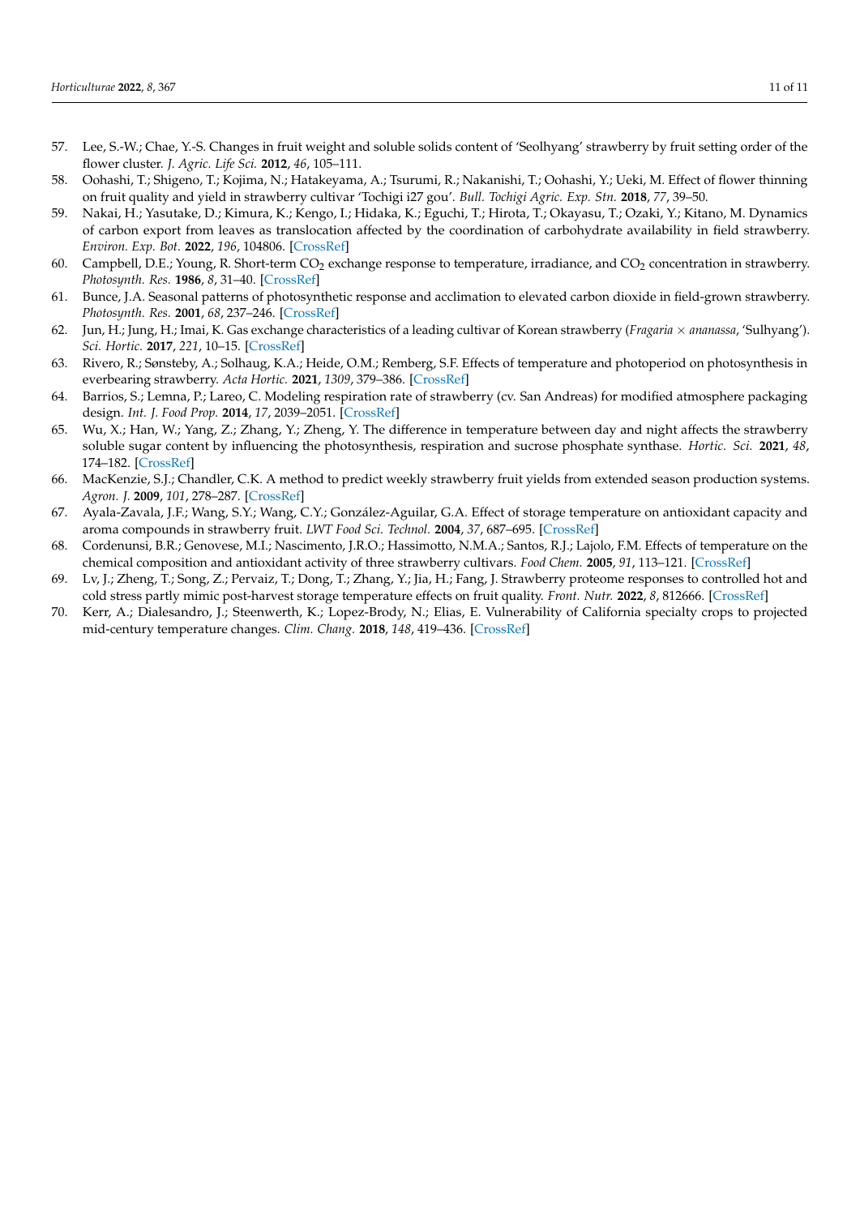57. Lee, S.-W.; Chae, Y.-S. Changes in fruit weight and soluble solids content of 'Seolhyang' strawberry by fruit setting order of the flower cluster. *J. Agric. Life Sci.* **2012**, *46*, 105–111.
58. Oohashi, T.; Shigeno, T.; Kojima, N.; Hatakeyama, A.; Tsurumi, R.; Nakanishi, T.; Oohashi, Y.; Ueki, M. Effect of flower thinning on fruit quality and yield in strawberry cultivar 'Tochigi i27 gou'. *Bull. Tochigi Agric. Exp. Stn.* **2018**, *77*, 39–50.
59. Nakai, H.; Yasutake, D.; Kimura, K.; Kengo, I.; Hidaka, K.; Eguchi, T.; Hirota, T.; Okayasu, T.; Ozaki, Y.; Kitano, M. Dynamics of carbon export from leaves as translocation affected by the coordination of carbohydrate availability in field strawberry. *Environ. Exp. Bot.* **2022**, *196*, 104806. [CrossRef]
60. Campbell, D.E.; Young, R. Short-term $CO_2$ exchange response to temperature, irradiance, and $CO_2$ concentration in strawberry. *Photosynth. Res.* **1986**, *8*, 31–40. [CrossRef]
61. Bunce, J.A. Seasonal patterns of photosynthetic response and acclimation to elevated carbon dioxide in field-grown strawberry. *Photosynth. Res.* **2001**, *68*, 237–246. [CrossRef]
62. Jun, H.; Jung, H.; Imai, K. Gas exchange characteristics of a leading cultivar of Korean strawberry (*Fragaria × ananassa*, 'Sulhyang'). *Sci. Hortic.* **2017**, *221*, 10–15. [CrossRef]
63. Rivero, R.; Sønsteby, A.; Solhaug, K.A.; Heide, O.M.; Remberg, S.F. Effects of temperature and photoperiod on photosynthesis in everbearing strawberry. *Acta Hortic.* **2021**, *1309*, 379–386. [CrossRef]
64. Barrios, S.; Lemna, P.; Lareo, C. Modeling respiration rate of strawberry (cv. San Andreas) for modified atmosphere packaging design. *Int. J. Food Prop.* **2014**, *17*, 2039–2051. [CrossRef]
65. Wu, X.; Han, W.; Yang, Z.; Zhang, Y.; Zheng, Y. The difference in temperature between day and night affects the strawberry soluble sugar content by influencing the photosynthesis, respiration and sucrose phosphate synthase. *Hortic. Sci.* **2021**, *48*, 174–182. [CrossRef]
66. MacKenzie, S.J.; Chandler, C.K. A method to predict weekly strawberry fruit yields from extended season production systems. *Agron. J.* **2009**, *101*, 278–287. [CrossRef]
67. Ayala-Zavala, J.F.; Wang, S.Y.; Wang, C.Y.; González-Aguilar, G.A. Effect of storage temperature on antioxidant capacity and aroma compounds in strawberry fruit. *LWT Food Sci. Technol.* **2004**, *37*, 687–695. [CrossRef]
68. Cordenunsi, B.R.; Genovese, M.I.; Nascimento, J.R.O.; Hassimotto, N.M.A.; Santos, R.J.; Lajolo, F.M. Effects of temperature on the chemical composition and antioxidant activity of three strawberry cultivars. *Food Chem.* **2005**, *91*, 113–121. [CrossRef]
69. Lv, J.; Zheng, T.; Song, Z.; Pervaiz, T.; Dong, T.; Zhang, Y.; Jia, H.; Fang, J. Strawberry proteome responses to controlled hot and cold stress partly mimic post-harvest storage temperature effects on fruit quality. *Front. Nutr.* **2022**, *8*, 812666. [CrossRef]
70. Kerr, A.; Dialesandro, J.; Steenwerth, K.; Lopez-Brody, N.; Elias, E. Vulnerability of California specialty crops to projected mid-century temperature changes. *Clim. Chang.* **2018**, *148*, 419–436. [CrossRef]